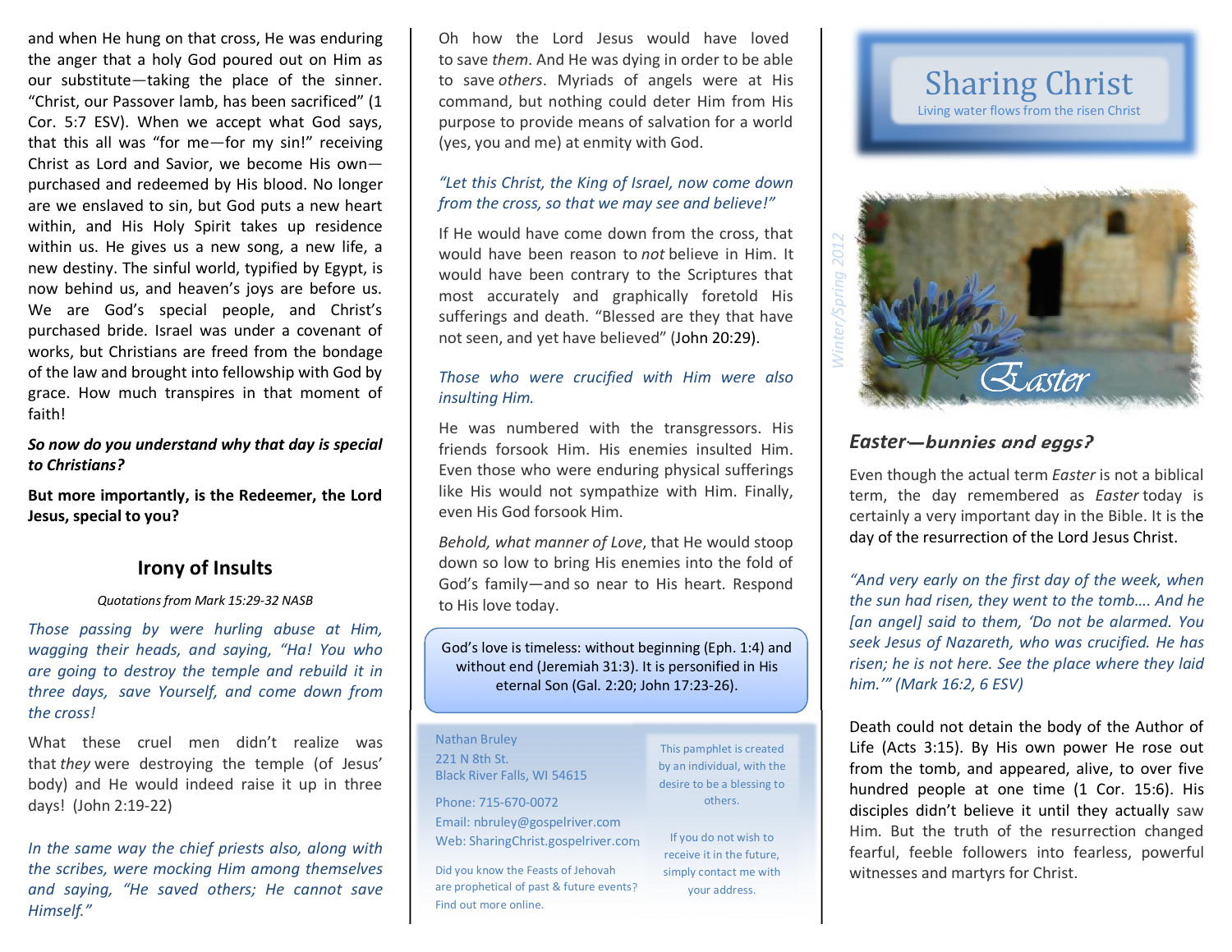and when He hung on that cross, He was enduring the anger that a holy God poured out on Him as our substitute—taking the place of the sinner. "Christ, our Passover lamb, has been sacrificed" (1 Cor. 5:7 ESV). When we accept what God says, that this all was "for me—for my sin!" receiving Christ as Lord and Savior, we become His own—purchased and redeemed by His blood. No longer are we enslaved to sin, but God puts a new heart within, and His Holy Spirit takes up residence within us. He gives us a new song, a new life, a new destiny. The sinful world, typified by Egypt, is now behind us, and heaven's joys are before us. We are God's special people, and Christ's purchased bride. Israel was under a covenant of works, but Christians are freed from the bondage of the law and brought into fellowship with God by grace. How much transpires in that moment of faith!

***So now do you understand why that day is special to Christians?***

**But more importantly, is the Redeemer, the Lord Jesus, special to you?**

## Irony of Insults

*Quotations from Mark 15:29-32 NASB*

*Those passing by were hurling abuse at Him, wagging their heads, and saying, "Ha! You who are going to destroy the temple and rebuild it in three days, save Yourself, and come down from the cross!*

What these cruel men didn't realize was that *they* were destroying the temple (of Jesus' body) and He would indeed raise it up in three days! (John 2:19-22)

*In the same way the chief priests also, along with the scribes, were mocking Him among themselves and saying, "He saved others; He cannot save Himself."*

Oh how the Lord Jesus would have loved to save *them*. And He was dying in order to be able to save *others*. Myriads of angels were at His command, but nothing could deter Him from His purpose to provide means of salvation for a world (yes, you and me) at enmity with God.

*"Let this Christ, the King of Israel, now come down from the cross, so that we may see and believe!"*

If He would have come down from the cross, that would have been reason to *not* believe in Him. It would have been contrary to the Scriptures that most accurately and graphically foretold His sufferings and death. "Blessed are they that have not seen, and yet have believed" (John 20:29).

*Those who were crucified with Him were also insulting Him.*

He was numbered with the transgressors. His friends forsook Him. His enemies insulted Him. Even those who were enduring physical sufferings like His would not sympathize with Him. Finally, even His God forsook Him.

*Behold, what manner of Love*, that He would stoop down so low to bring His enemies into the fold of God's family—and so near to His heart. Respond to His love today.

God's love is timeless: without beginning (Eph. 1:4) and without end (Jeremiah 31:3). It is personified in His eternal Son (Gal. 2:20; John 17:23-26).

Nathan Bruley
221 N 8th St.
Black River Falls, WI 54615

Phone: 715-670-0072
Email: nbruley@gospelriver.com
Web: SharingChrist.gospelriver.com

Did you know the Feasts of Jehovah are prophetical of past & future events? Find out more online.

This pamphlet is created by an individual, with the desire to be a blessing to others.

If you do not wish to receive it in the future, simply contact me with your address.

# Sharing Christ

Living water flows from the risen Christ

*Winter/Spring 2012*

Easter

## *Easter—bunnies and eggs?*

Even though the actual term *Easter* is not a biblical term, the day remembered as *Easter* today is certainly a very important day in the Bible. It is the day of the resurrection of the Lord Jesus Christ.

*"And very early on the first day of the week, when the sun had risen, they went to the tomb…. And he [an angel] said to them, 'Do not be alarmed. You seek Jesus of Nazareth, who was crucified. He has risen; he is not here. See the place where they laid him.'" (Mark 16:2, 6 ESV)*

Death could not detain the body of the Author of Life (Acts 3:15). By His own power He rose out from the tomb, and appeared, alive, to over five hundred people at one time (1 Cor. 15:6). His disciples didn't believe it until they actually saw Him. But the truth of the resurrection changed fearful, feeble followers into fearless, powerful witnesses and martyrs for Christ.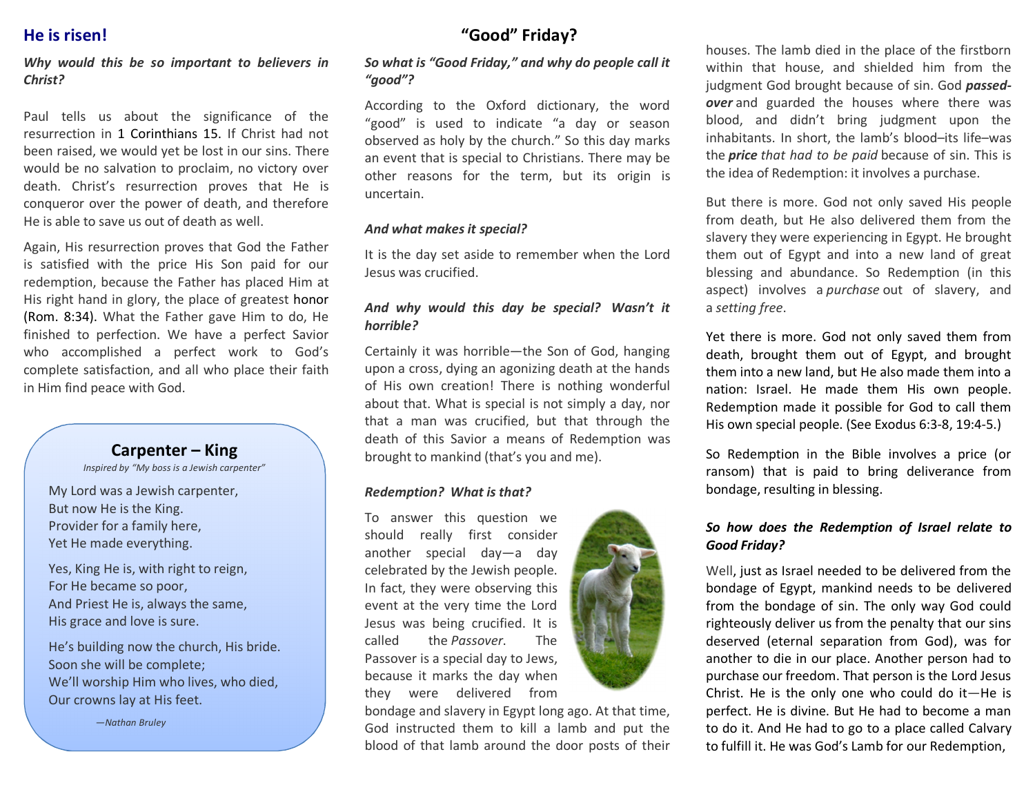## He is risen!

***Why would this be so important to believers in Christ?***

Paul tells us about the significance of the resurrection in 1 Corinthians 15. If Christ had not been raised, we would yet be lost in our sins. There would be no salvation to proclaim, no victory over death. Christ's resurrection proves that He is conqueror over the power of death, and therefore He is able to save us out of death as well.

Again, His resurrection proves that God the Father is satisfied with the price His Son paid for our redemption, because the Father has placed Him at His right hand in glory, the place of greatest honor (Rom. 8:34). What the Father gave Him to do, He finished to perfection. We have a perfect Savior who accomplished a perfect work to God's complete satisfaction, and all who place their faith in Him find peace with God.

### Carpenter – King

*Inspired by "My boss is a Jewish carpenter"*

My Lord was a Jewish carpenter,
But now He is the King.
Provider for a family here,
Yet He made everything.

Yes, King He is, with right to reign,
For He became so poor,
And Priest He is, always the same,
His grace and love is sure.

He's building now the church, His bride.
Soon she will be complete;
We'll worship Him who lives, who died,
Our crowns lay at His feet.

*—Nathan Bruley*

## "Good" Friday?

***So what is "Good Friday," and why do people call it "good"?***

According to the Oxford dictionary, the word "good" is used to indicate "a day or season observed as holy by the church." So this day marks an event that is special to Christians. There may be other reasons for the term, but its origin is uncertain.

***And what makes it special?***

It is the day set aside to remember when the Lord Jesus was crucified.

***And why would this day be special? Wasn't it horrible?***

Certainly it was horrible—the Son of God, hanging upon a cross, dying an agonizing death at the hands of His own creation! There is nothing wonderful about that. What is special is not simply a day, nor that a man was crucified, but that through the death of this Savior a means of Redemption was brought to mankind (that's you and me).

***Redemption? What is that?***

To answer this question we should really first consider another special day—a day celebrated by the Jewish people. In fact, they were observing this event at the very time the Lord Jesus was being crucified. It is called the *Passover*. The Passover is a special day to Jews, because it marks the day when they were delivered from bondage and slavery in Egypt long ago. At that time, God instructed them to kill a lamb and put the blood of that lamb around the door posts of their houses. The lamb died in the place of the firstborn within that house, and shielded him from the judgment God brought because of sin. God ***passed-over*** and guarded the houses where there was blood, and didn't bring judgment upon the inhabitants. In short, the lamb's blood–its life–was the ***price*** *that had to be paid* because of sin. This is the idea of Redemption: it involves a purchase.

But there is more. God not only saved His people from death, but He also delivered them from the slavery they were experiencing in Egypt. He brought them out of Egypt and into a new land of great blessing and abundance. So Redemption (in this aspect) involves a *purchase* out of slavery, and a *setting free*.

Yet there is more. God not only saved them from death, brought them out of Egypt, and brought them into a new land, but He also made them into a nation: Israel. He made them His own people. Redemption made it possible for God to call them His own special people. (See Exodus 6:3-8, 19:4-5.)

So Redemption in the Bible involves a price (or ransom) that is paid to bring deliverance from bondage, resulting in blessing.

***So how does the Redemption of Israel relate to Good Friday?***

Well, just as Israel needed to be delivered from the bondage of Egypt, mankind needs to be delivered from the bondage of sin. The only way God could righteously deliver us from the penalty that our sins deserved (eternal separation from God), was for another to die in our place. Another person had to purchase our freedom. That person is the Lord Jesus Christ. He is the only one who could do it—He is perfect. He is divine. But He had to become a man to do it. And He had to go to a place called Calvary to fulfill it. He was God's Lamb for our Redemption,